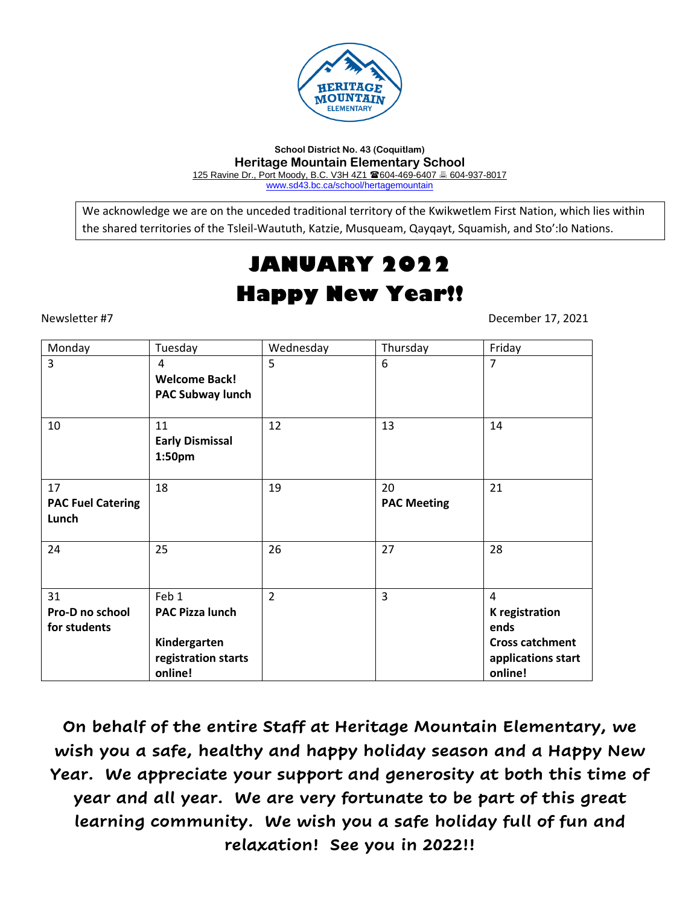School District No. 43 (Coquitlam)
**Heritage Mountain Elementary School**
125 Ravine Dr., Port Moody, B.C. V3H 4Z1 ☎604-469-6407 🖶 604-937-8017
www.sd43.bc.ca/school/hertagemountain

We acknowledge we are on the unceded traditional territory of the Kwikwetlem First Nation, which lies within the shared territories of the Tsleil-Waututh, Katzie, Musqueam, Qayqayt, Squamish, and Sto'lo Nations.

# JANUARY 2022
# Happy New Year!!

Newsletter #7

December 17, 2021

| Monday | Tuesday | Wednesday | Thursday | Friday |
|---|---|---|---|---|
| 3 | 4 **Welcome Back!** **PAC Subway lunch** | 5 | 6 | 7 |
| 10 | 11 **Early Dismissal 1:50pm** | 12 | 13 | 14 |
| 17 **PAC Fuel Catering Lunch** | 18 | 19 | 20 **PAC Meeting** | 21 |
| 24 | 25 | 26 | 27 | 28 |
| 31 **Pro-D no school for students** | Feb 1 **PAC Pizza lunch** **Kindergarten registration starts online!** | 2 | 3 | 4 **K registration ends** **Cross catchment applications start online!** |

**On behalf of the entire Staff at Heritage Mountain Elementary, we wish you a safe, healthy and happy holiday season and a Happy New Year. We appreciate your support and generosity at both this time of year and all year. We are very fortunate to be part of this great learning community. We wish you a safe holiday full of fun and relaxation! See you in 2022!!**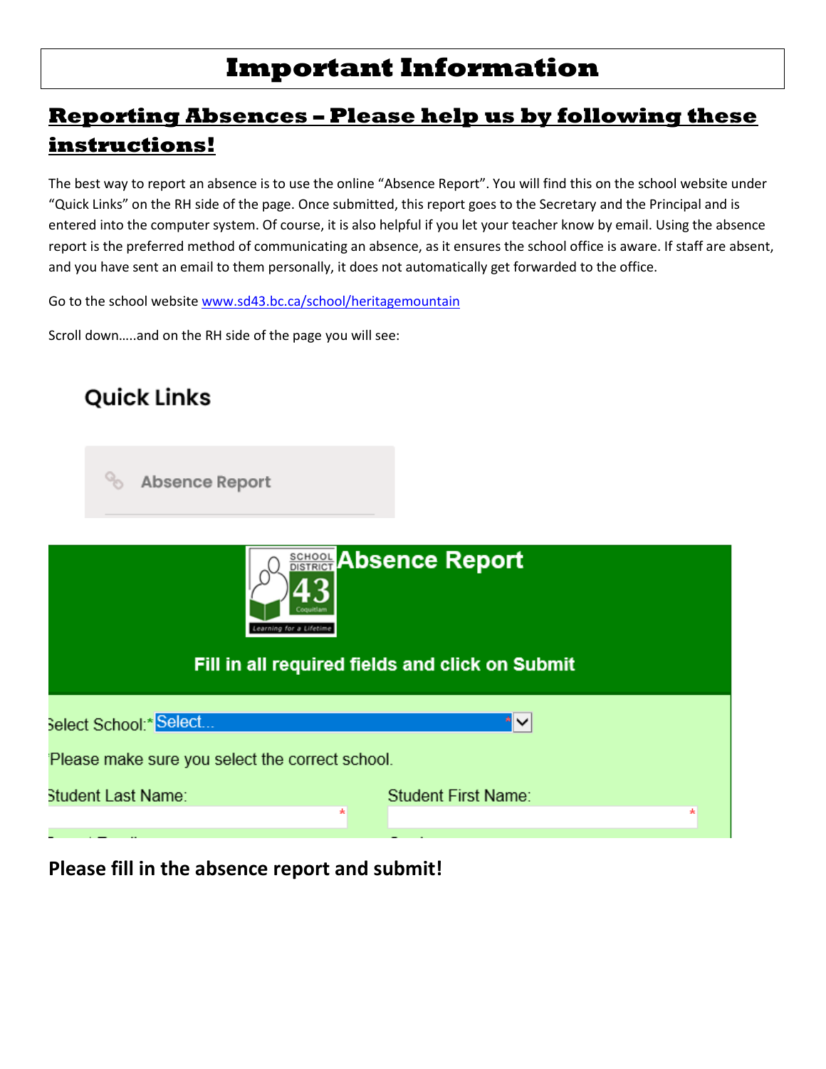# Important Information

## Reporting Absences – Please help us by following these instructions!

The best way to report an absence is to use the online "Absence Report". You will find this on the school website under "Quick Links" on the RH side of the page. Once submitted, this report goes to the Secretary and the Principal and is entered into the computer system. Of course, it is also helpful if you let your teacher know by email. Using the absence report is the preferred method of communicating an absence, as it ensures the school office is aware. If staff are absent, and you have sent an email to them personally, it does not automatically get forwarded to the office.

Go to the school website [www.sd43.bc.ca/school/heritagemountain](http://www.sd43.bc.ca/school/heritagemountain)

Scroll down…..and on the RH side of the page you will see:

**Please fill in the absence report and submit!**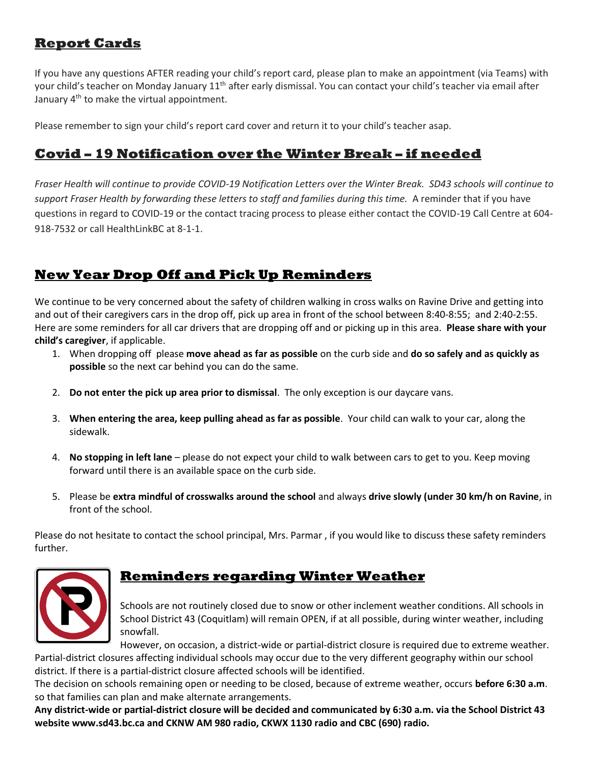## Report Cards

If you have any questions AFTER reading your child's report card, please plan to make an appointment (via Teams) with your child's teacher on Monday January 11th after early dismissal. You can contact your child's teacher via email after January 4th to make the virtual appointment.

Please remember to sign your child's report card cover and return it to your child's teacher asap.

## Covid – 19 Notification over the Winter Break – if needed

*Fraser Health will continue to provide COVID-19 Notification Letters over the Winter Break. SD43 schools will continue to support Fraser Health by forwarding these letters to staff and families during this time.* A reminder that if you have questions in regard to COVID-19 or the contact tracing process to please either contact the COVID-19 Call Centre at 604-918-7532 or call HealthLinkBC at 8-1-1.

## New Year Drop Off and Pick Up Reminders

We continue to be very concerned about the safety of children walking in cross walks on Ravine Drive and getting into and out of their caregivers cars in the drop off, pick up area in front of the school between 8:40-8:55; and 2:40-2:55. Here are some reminders for all car drivers that are dropping off and or picking up in this area. **Please share with your child's caregiver**, if applicable.

1. When dropping off please **move ahead as far as possible** on the curb side and **do so safely and as quickly as possible** so the next car behind you can do the same.
2. **Do not enter the pick up area prior to dismissal**. The only exception is our daycare vans.
3. **When entering the area, keep pulling ahead as far as possible**. Your child can walk to your car, along the sidewalk.
4. **No stopping in left lane** – please do not expect your child to walk between cars to get to you. Keep moving forward until there is an available space on the curb side.
5. Please be **extra mindful of crosswalks around the school** and always **drive slowly (under 30 km/h on Ravine**, in front of the school.

Please do not hesitate to contact the school principal, Mrs. Parmar , if you would like to discuss these safety reminders further.

## Reminders regarding Winter Weather

Schools are not routinely closed due to snow or other inclement weather conditions. All schools in School District 43 (Coquitlam) will remain OPEN, if at all possible, during winter weather, including snowfall.

However, on occasion, a district-wide or partial-district closure is required due to extreme weather. Partial-district closures affecting individual schools may occur due to the very different geography within our school district. If there is a partial-district closure affected schools will be identified.

The decision on schools remaining open or needing to be closed, because of extreme weather, occurs **before 6:30 a.m**. so that families can plan and make alternate arrangements.

**Any district-wide or partial-district closure will be decided and communicated by 6:30 a.m. via the School District 43 website www.sd43.bc.ca and CKNW AM 980 radio, CKWX 1130 radio and CBC (690) radio.**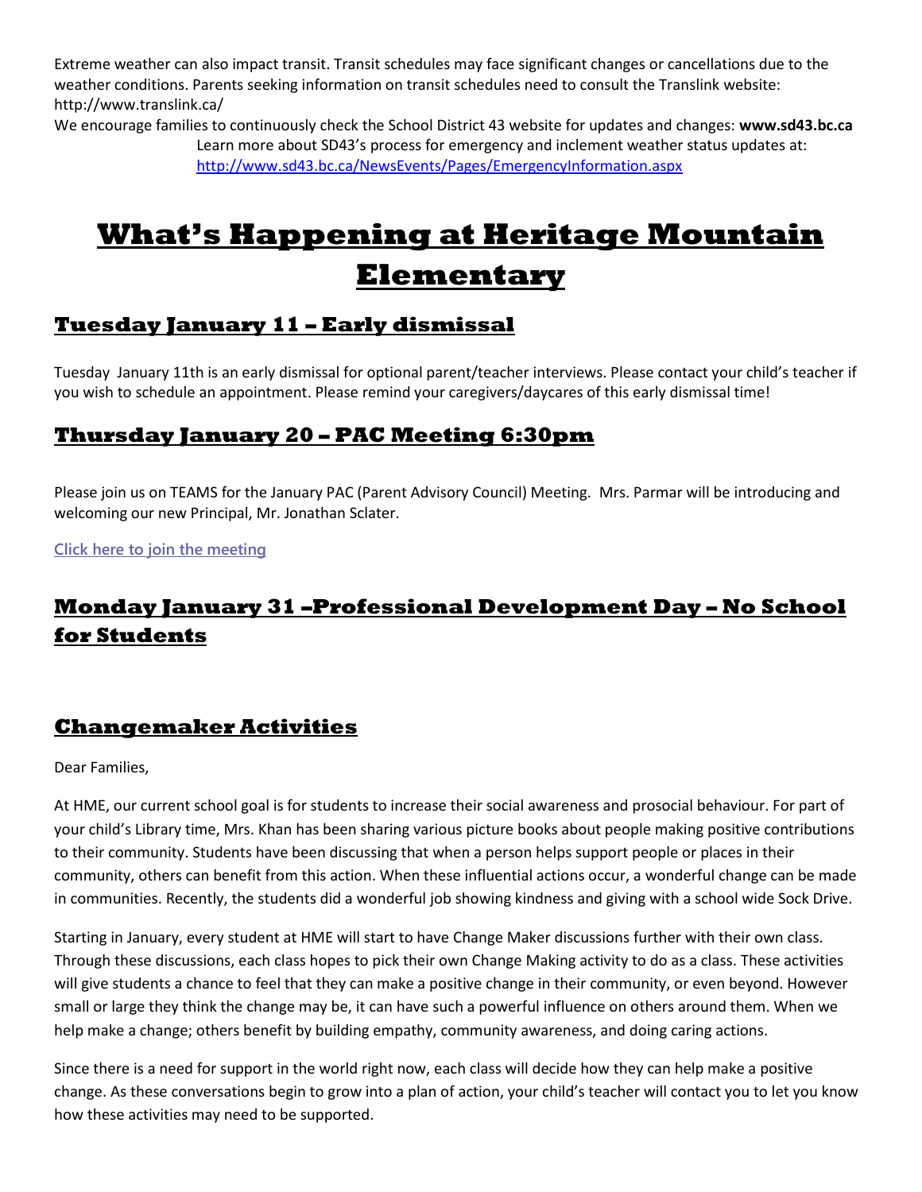Extreme weather can also impact transit. Transit schedules may face significant changes or cancellations due to the weather conditions. Parents seeking information on transit schedules need to consult the Translink website: http://www.translink.ca/

We encourage families to continuously check the School District 43 website for updates and changes: **www.sd43.bc.ca**

Learn more about SD43's process for emergency and inclement weather status updates at: http://www.sd43.bc.ca/NewsEvents/Pages/EmergencyInformation.aspx

# What's Happening at Heritage Mountain Elementary

## Tuesday January 11 – Early dismissal

Tuesday January 11th is an early dismissal for optional parent/teacher interviews. Please contact your child's teacher if you wish to schedule an appointment. Please remind your caregivers/daycares of this early dismissal time!

## Thursday January 20 – PAC Meeting 6:30pm

Please join us on TEAMS for the January PAC (Parent Advisory Council) Meeting. Mrs. Parmar will be introducing and welcoming our new Principal, Mr. Jonathan Sclater.

Click here to join the meeting

## Monday January 31 –Professional Development Day – No School for Students

## Changemaker Activities

Dear Families,

At HME, our current school goal is for students to increase their social awareness and prosocial behaviour. For part of your child's Library time, Mrs. Khan has been sharing various picture books about people making positive contributions to their community. Students have been discussing that when a person helps support people or places in their community, others can benefit from this action. When these influential actions occur, a wonderful change can be made in communities. Recently, the students did a wonderful job showing kindness and giving with a school wide Sock Drive.

Starting in January, every student at HME will start to have Change Maker discussions further with their own class. Through these discussions, each class hopes to pick their own Change Making activity to do as a class. These activities will give students a chance to feel that they can make a positive change in their community, or even beyond. However small or large they think the change may be, it can have such a powerful influence on others around them. When we help make a change; others benefit by building empathy, community awareness, and doing caring actions.

Since there is a need for support in the world right now, each class will decide how they can help make a positive change. As these conversations begin to grow into a plan of action, your child's teacher will contact you to let you know how these activities may need to be supported.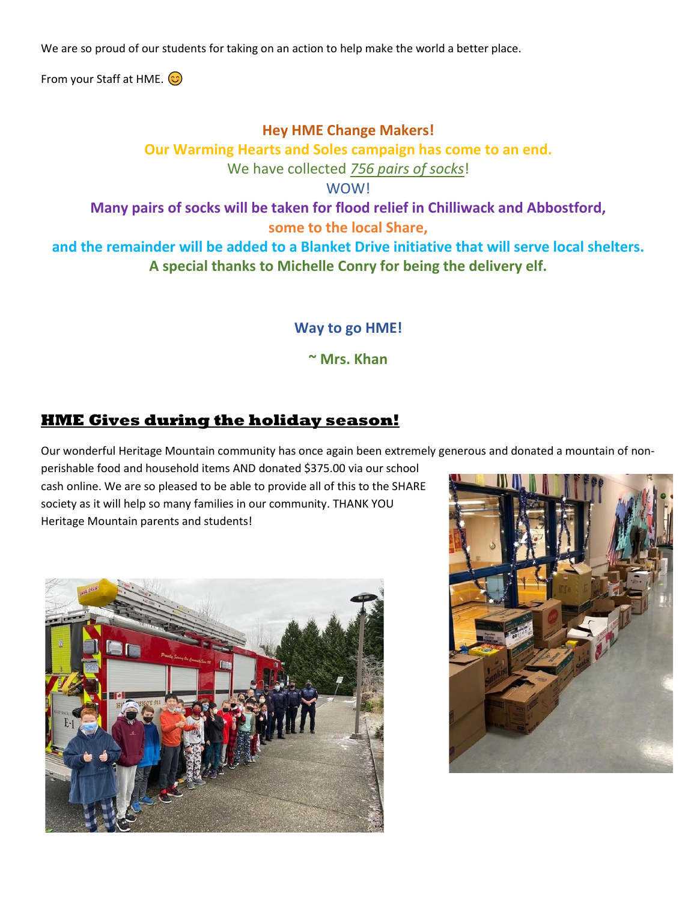We are so proud of our students for taking on an action to help make the world a better place.

From your Staff at HME. 😊

**Hey HME Change Makers!**

**Our Warming Hearts and Soles campaign has come to an end.**

We have collected *756 pairs of socks*!

WOW!

**Many pairs of socks will be taken for flood relief in Chilliwack and Abbostford,**

**some to the local Share,**

**and the remainder will be added to a Blanket Drive initiative that will serve local shelters.**

**A special thanks to Michelle Conry for being the delivery elf.**

**Way to go HME!**

**~ Mrs. Khan**

## HME Gives during the holiday season!

Our wonderful Heritage Mountain community has once again been extremely generous and donated a mountain of non-perishable food and household items AND donated $375.00 via our school cash online. We are so pleased to be able to provide all of this to the SHARE society as it will help so many families in our community. THANK YOU Heritage Mountain parents and students!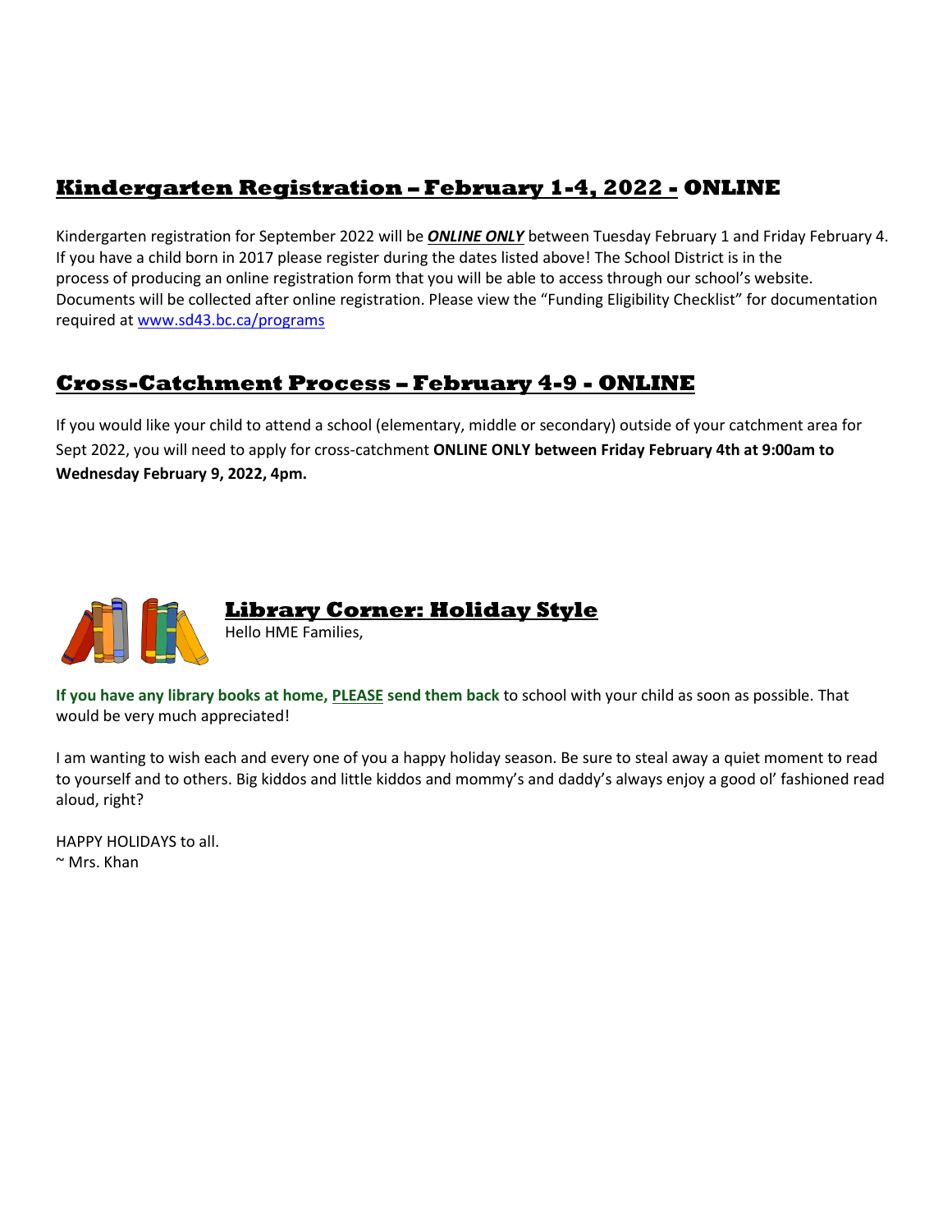## Kindergarten Registration – February 1-4, 2022 - ONLINE

Kindergarten registration for September 2022 will be ***ONLINE ONLY*** between Tuesday February 1 and Friday February 4. If you have a child born in 2017 please register during the dates listed above! The School District is in the process of producing an online registration form that you will be able to access through our school's website. Documents will be collected after online registration. Please view the "Funding Eligibility Checklist" for documentation required at www.sd43.bc.ca/programs

## Cross-Catchment Process – February 4-9 - ONLINE

If you would like your child to attend a school (elementary, middle or secondary) outside of your catchment area for Sept 2022, you will need to apply for cross-catchment **ONLINE ONLY between Friday February 4th at 9:00am to Wednesday February 9, 2022, 4pm.**

## Library Corner: Holiday Style

Hello HME Families,

**If you have any library books at home, PLEASE send them back** to school with your child as soon as possible. That would be very much appreciated!

I am wanting to wish each and every one of you a happy holiday season. Be sure to steal away a quiet moment to read to yourself and to others. Big kiddos and little kiddos and mommy's and daddy's always enjoy a good ol' fashioned read aloud, right?

HAPPY HOLIDAYS to all.
~ Mrs. Khan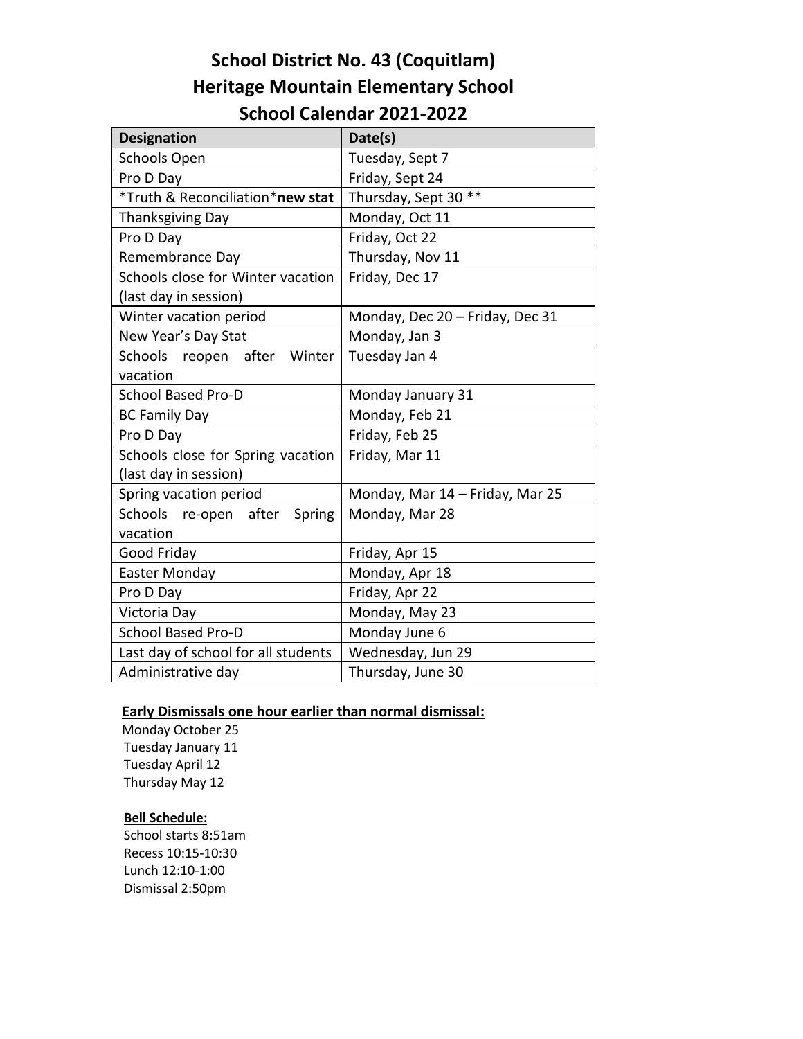# School District No. 43 (Coquitlam)
# Heritage Mountain Elementary School
# School Calendar 2021-2022

| Designation | Date(s) |
|---|---|
| Schools Open | Tuesday, Sept 7 |
| Pro D Day | Friday, Sept 24 |
| *Truth & Reconciliation***new stat** | Thursday, Sept 30 ** |
| Thanksgiving Day | Monday, Oct 11 |
| Pro D Day | Friday, Oct 22 |
| Remembrance Day | Thursday, Nov 11 |
| Schools close for Winter vacation (last day in session) | Friday, Dec 17 |
| Winter vacation period | Monday, Dec 20 – Friday, Dec 31 |
| New Year's Day Stat | Monday, Jan 3 |
| Schools reopen after Winter vacation | Tuesday Jan 4 |
| School Based Pro-D | Monday January 31 |
| BC Family Day | Monday, Feb 21 |
| Pro D Day | Friday, Feb 25 |
| Schools close for Spring vacation (last day in session) | Friday, Mar 11 |
| Spring vacation period | Monday, Mar 14 – Friday, Mar 25 |
| Schools re-open after Spring vacation | Monday, Mar 28 |
| Good Friday | Friday, Apr 15 |
| Easter Monday | Monday, Apr 18 |
| Pro D Day | Friday, Apr 22 |
| Victoria Day | Monday, May 23 |
| School Based Pro-D | Monday June 6 |
| Last day of school for all students | Wednesday, Jun 29 |
| Administrative day | Thursday, June 30 |

**Early Dismissals one hour earlier than normal dismissal:**

Monday October 25
Tuesday January 11
Tuesday April 12
Thursday May 12

**Bell Schedule:**

School starts 8:51am
Recess 10:15-10:30
Lunch 12:10-1:00
Dismissal 2:50pm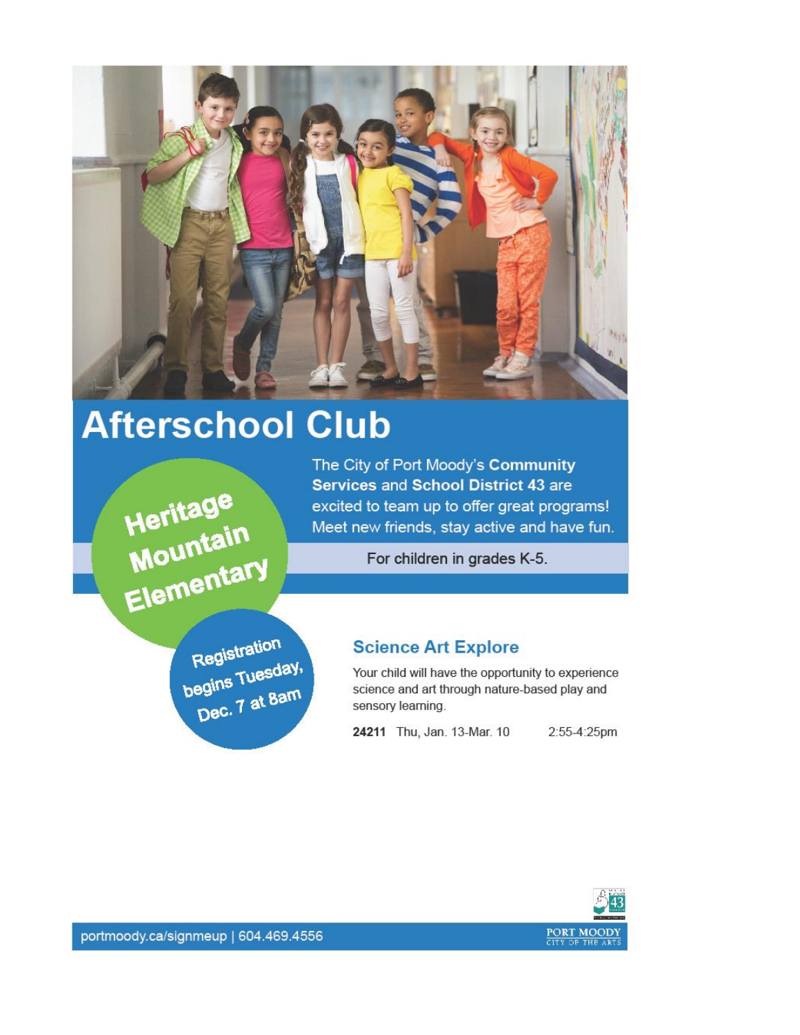# Afterschool Club

**Heritage Mountain Elementary**

The City of Port Moody's **Community Services** and **School District 43** are excited to team up to offer great programs! Meet new friends, stay active and have fun.

For children in grades K-5.

**Registration begins Tuesday, Dec. 7 at 8am**

### Science Art Explore

Your child will have the opportunity to experience science and art through nature-based play and sensory learning.

**24211** Thu, Jan. 13-Mar. 10 2:55-4:25pm

portmoody.ca/signmeup | 604.469.4556

PORT MOODY
CITY OF THE ARTS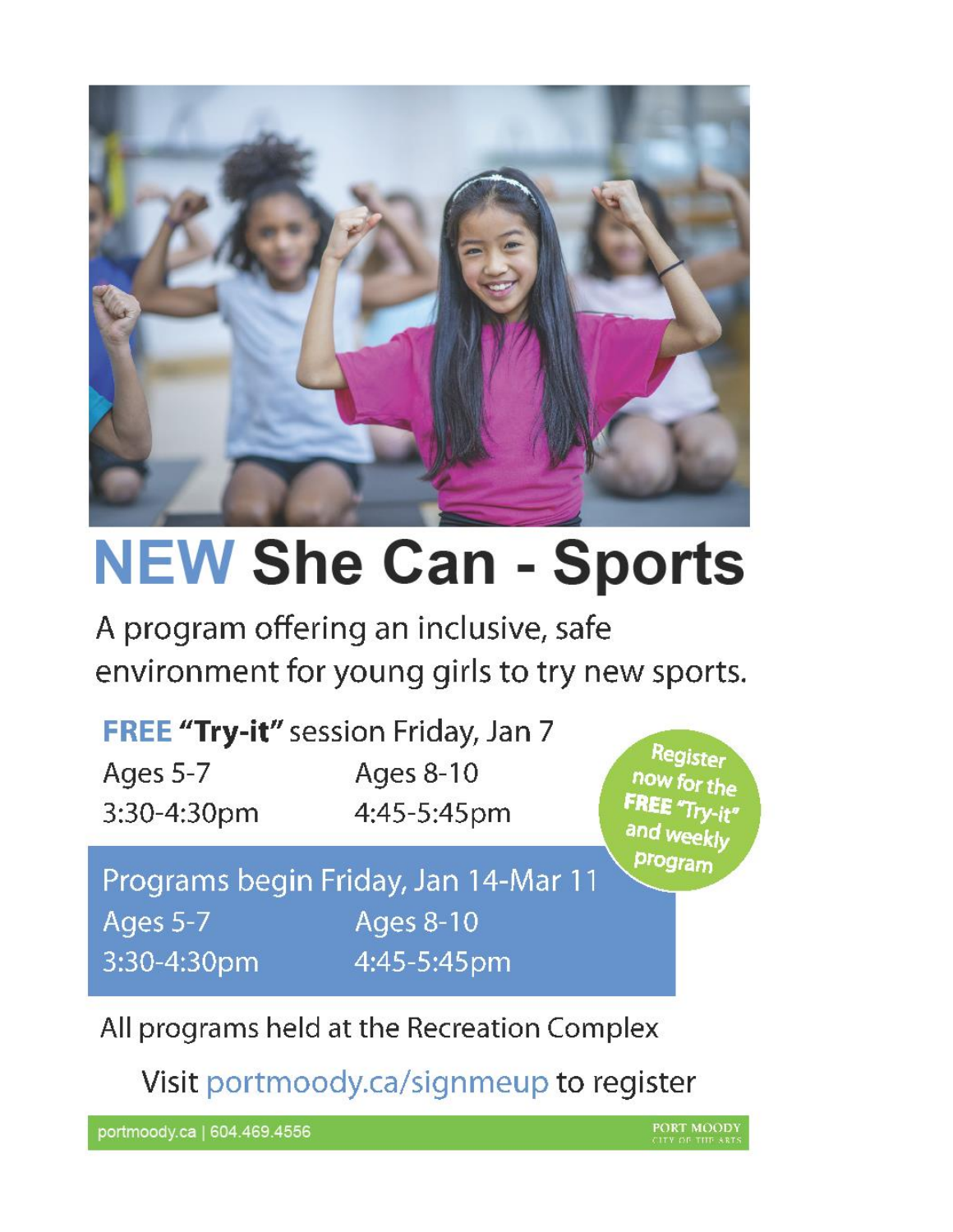# NEW She Can - Sports

A program offering an inclusive, safe environment for young girls to try new sports.

**FREE "Try-it"** session Friday, Jan 7

| Ages 5-7 | Ages 8-10 |
|---|---|
| 3:30-4:30pm | 4:45-5:45pm |

Register now for the FREE "Try-it" and weekly program

Programs begin Friday, Jan 14-Mar 11

| Ages 5-7 | Ages 8-10 |
|---|---|
| 3:30-4:30pm | 4:45-5:45pm |

All programs held at the Recreation Complex

Visit portmoody.ca/signmeup to register

portmoody.ca | 604.469.4556

PORT MOODY CITY OF THE ARTS